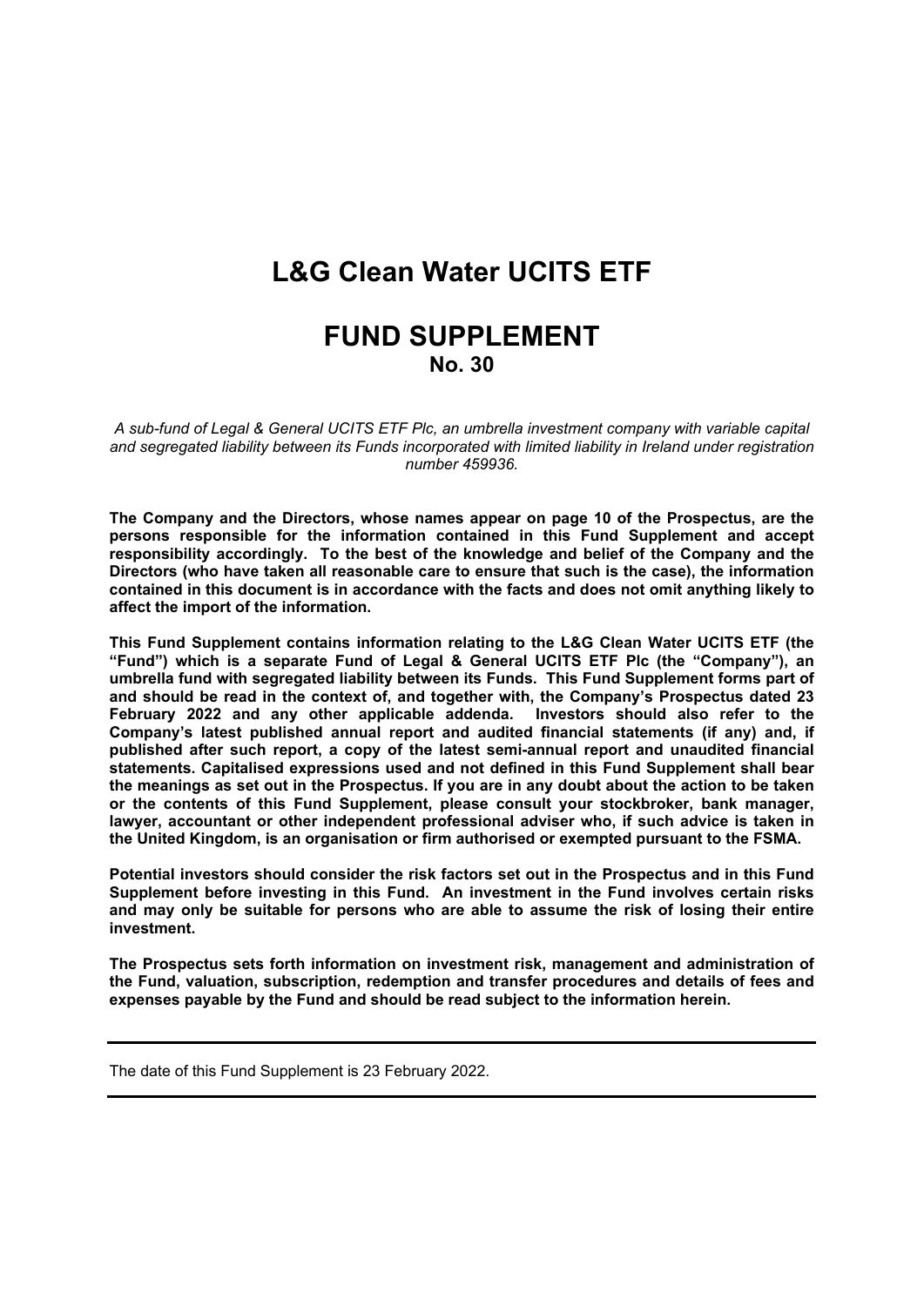# L&G Clean Water UCITS ETF

## FUND SUPPLEMENT
### No. 30

*A sub-fund of Legal & General UCITS ETF Plc, an umbrella investment company with variable capital and segregated liability between its Funds incorporated with limited liability in Ireland under registration number 459936.*

**The Company and the Directors, whose names appear on page 10 of the Prospectus, are the persons responsible for the information contained in this Fund Supplement and accept responsibility accordingly. To the best of the knowledge and belief of the Company and the Directors (who have taken all reasonable care to ensure that such is the case), the information contained in this document is in accordance with the facts and does not omit anything likely to affect the import of the information.**

**This Fund Supplement contains information relating to the L&G Clean Water UCITS ETF (the "Fund") which is a separate Fund of Legal & General UCITS ETF Plc (the "Company"), an umbrella fund with segregated liability between its Funds. This Fund Supplement forms part of and should be read in the context of, and together with, the Company's Prospectus dated 23 February 2022 and any other applicable addenda. Investors should also refer to the Company's latest published annual report and audited financial statements (if any) and, if published after such report, a copy of the latest semi-annual report and unaudited financial statements. Capitalised expressions used and not defined in this Fund Supplement shall bear the meanings as set out in the Prospectus. If you are in any doubt about the action to be taken or the contents of this Fund Supplement, please consult your stockbroker, bank manager, lawyer, accountant or other independent professional adviser who, if such advice is taken in the United Kingdom, is an organisation or firm authorised or exempted pursuant to the FSMA.**

**Potential investors should consider the risk factors set out in the Prospectus and in this Fund Supplement before investing in this Fund. An investment in the Fund involves certain risks and may only be suitable for persons who are able to assume the risk of losing their entire investment.**

**The Prospectus sets forth information on investment risk, management and administration of the Fund, valuation, subscription, redemption and transfer procedures and details of fees and expenses payable by the Fund and should be read subject to the information herein.**

---

The date of this Fund Supplement is 23 February 2022.

---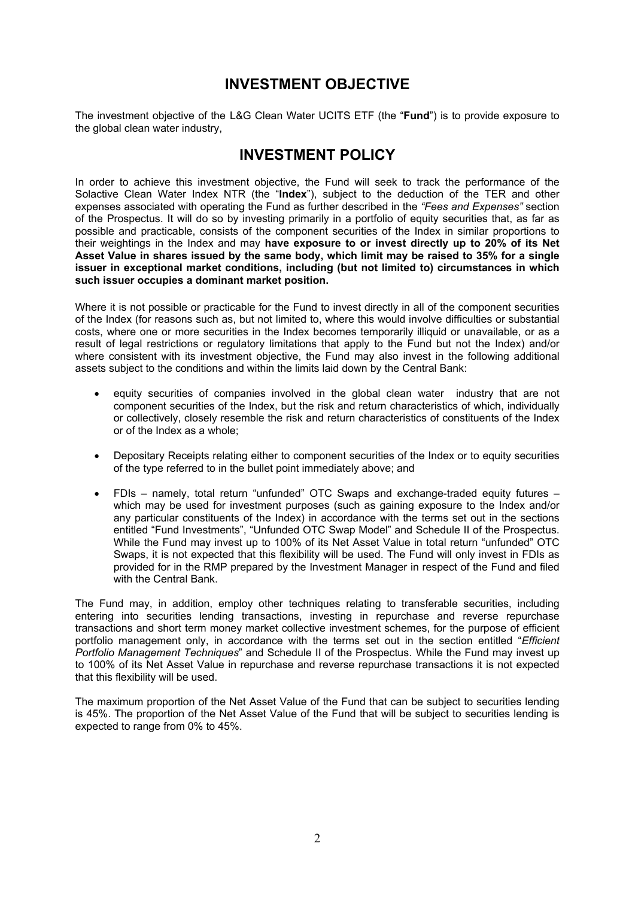# INVESTMENT OBJECTIVE

The investment objective of the L&G Clean Water UCITS ETF (the "**Fund**") is to provide exposure to the global clean water industry,

# INVESTMENT POLICY

In order to achieve this investment objective, the Fund will seek to track the performance of the Solactive Clean Water Index NTR (the "**Index**"), subject to the deduction of the TER and other expenses associated with operating the Fund as further described in the *"Fees and Expenses"* section of the Prospectus. It will do so by investing primarily in a portfolio of equity securities that, as far as possible and practicable, consists of the component securities of the Index in similar proportions to their weightings in the Index and may **have exposure to or invest directly up to 20% of its Net Asset Value in shares issued by the same body, which limit may be raised to 35% for a single issuer in exceptional market conditions, including (but not limited to) circumstances in which such issuer occupies a dominant market position.**

Where it is not possible or practicable for the Fund to invest directly in all of the component securities of the Index (for reasons such as, but not limited to, where this would involve difficulties or substantial costs, where one or more securities in the Index becomes temporarily illiquid or unavailable, or as a result of legal restrictions or regulatory limitations that apply to the Fund but not the Index) and/or where consistent with its investment objective, the Fund may also invest in the following additional assets subject to the conditions and within the limits laid down by the Central Bank:

- equity securities of companies involved in the global clean water industry that are not component securities of the Index, but the risk and return characteristics of which, individually or collectively, closely resemble the risk and return characteristics of constituents of the Index or of the Index as a whole;
- Depositary Receipts relating either to component securities of the Index or to equity securities of the type referred to in the bullet point immediately above; and
- FDIs – namely, total return "unfunded" OTC Swaps and exchange-traded equity futures – which may be used for investment purposes (such as gaining exposure to the Index and/or any particular constituents of the Index) in accordance with the terms set out in the sections entitled "Fund Investments", "Unfunded OTC Swap Model" and Schedule II of the Prospectus. While the Fund may invest up to 100% of its Net Asset Value in total return "unfunded" OTC Swaps, it is not expected that this flexibility will be used. The Fund will only invest in FDIs as provided for in the RMP prepared by the Investment Manager in respect of the Fund and filed with the Central Bank.

The Fund may, in addition, employ other techniques relating to transferable securities, including entering into securities lending transactions, investing in repurchase and reverse repurchase transactions and short term money market collective investment schemes, for the purpose of efficient portfolio management only, in accordance with the terms set out in the section entitled "*Efficient Portfolio Management Techniques*" and Schedule II of the Prospectus. While the Fund may invest up to 100% of its Net Asset Value in repurchase and reverse repurchase transactions it is not expected that this flexibility will be used.

The maximum proportion of the Net Asset Value of the Fund that can be subject to securities lending is 45%. The proportion of the Net Asset Value of the Fund that will be subject to securities lending is expected to range from 0% to 45%.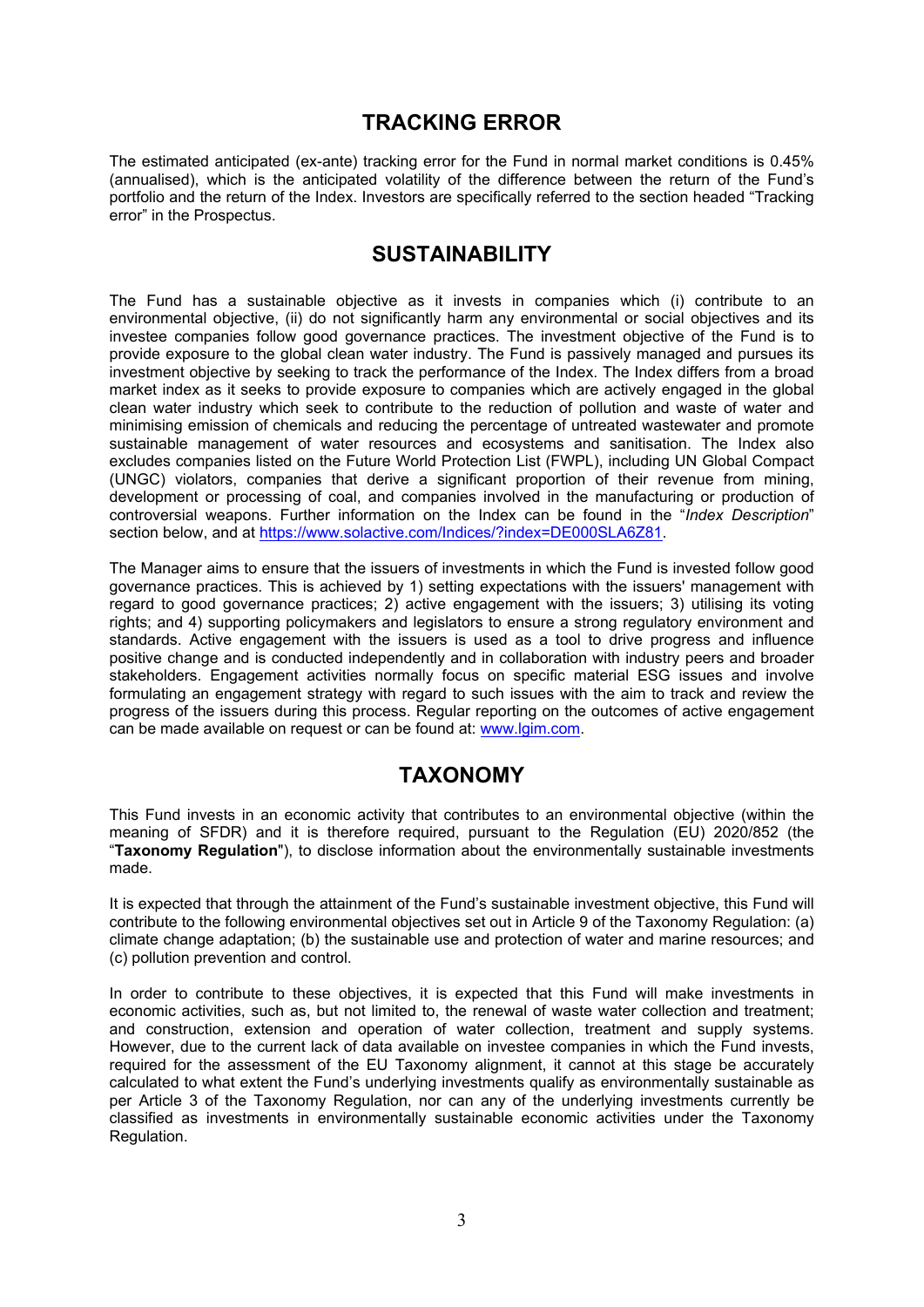## TRACKING ERROR

The estimated anticipated (ex-ante) tracking error for the Fund in normal market conditions is 0.45% (annualised), which is the anticipated volatility of the difference between the return of the Fund's portfolio and the return of the Index. Investors are specifically referred to the section headed "Tracking error" in the Prospectus.

## SUSTAINABILITY

The Fund has a sustainable objective as it invests in companies which (i) contribute to an environmental objective, (ii) do not significantly harm any environmental or social objectives and its investee companies follow good governance practices. The investment objective of the Fund is to provide exposure to the global clean water industry. The Fund is passively managed and pursues its investment objective by seeking to track the performance of the Index. The Index differs from a broad market index as it seeks to provide exposure to companies which are actively engaged in the global clean water industry which seek to contribute to the reduction of pollution and waste of water and minimising emission of chemicals and reducing the percentage of untreated wastewater and promote sustainable management of water resources and ecosystems and sanitisation. The Index also excludes companies listed on the Future World Protection List (FWPL), including UN Global Compact (UNGC) violators, companies that derive a significant proportion of their revenue from mining, development or processing of coal, and companies involved in the manufacturing or production of controversial weapons. Further information on the Index can be found in the "*Index Description*" section below, and at https://www.solactive.com/Indices/?index=DE000SLA6Z81.

The Manager aims to ensure that the issuers of investments in which the Fund is invested follow good governance practices. This is achieved by 1) setting expectations with the issuers' management with regard to good governance practices; 2) active engagement with the issuers; 3) utilising its voting rights; and 4) supporting policymakers and legislators to ensure a strong regulatory environment and standards. Active engagement with the issuers is used as a tool to drive progress and influence positive change and is conducted independently and in collaboration with industry peers and broader stakeholders. Engagement activities normally focus on specific material ESG issues and involve formulating an engagement strategy with regard to such issues with the aim to track and review the progress of the issuers during this process. Regular reporting on the outcomes of active engagement can be made available on request or can be found at: www.lgim.com.

## TAXONOMY

This Fund invests in an economic activity that contributes to an environmental objective (within the meaning of SFDR) and it is therefore required, pursuant to the Regulation (EU) 2020/852 (the "**Taxonomy Regulation**"), to disclose information about the environmentally sustainable investments made.

It is expected that through the attainment of the Fund's sustainable investment objective, this Fund will contribute to the following environmental objectives set out in Article 9 of the Taxonomy Regulation: (a) climate change adaptation; (b) the sustainable use and protection of water and marine resources; and (c) pollution prevention and control.

In order to contribute to these objectives, it is expected that this Fund will make investments in economic activities, such as, but not limited to, the renewal of waste water collection and treatment; and construction, extension and operation of water collection, treatment and supply systems. However, due to the current lack of data available on investee companies in which the Fund invests, required for the assessment of the EU Taxonomy alignment, it cannot at this stage be accurately calculated to what extent the Fund's underlying investments qualify as environmentally sustainable as per Article 3 of the Taxonomy Regulation, nor can any of the underlying investments currently be classified as investments in environmentally sustainable economic activities under the Taxonomy Regulation.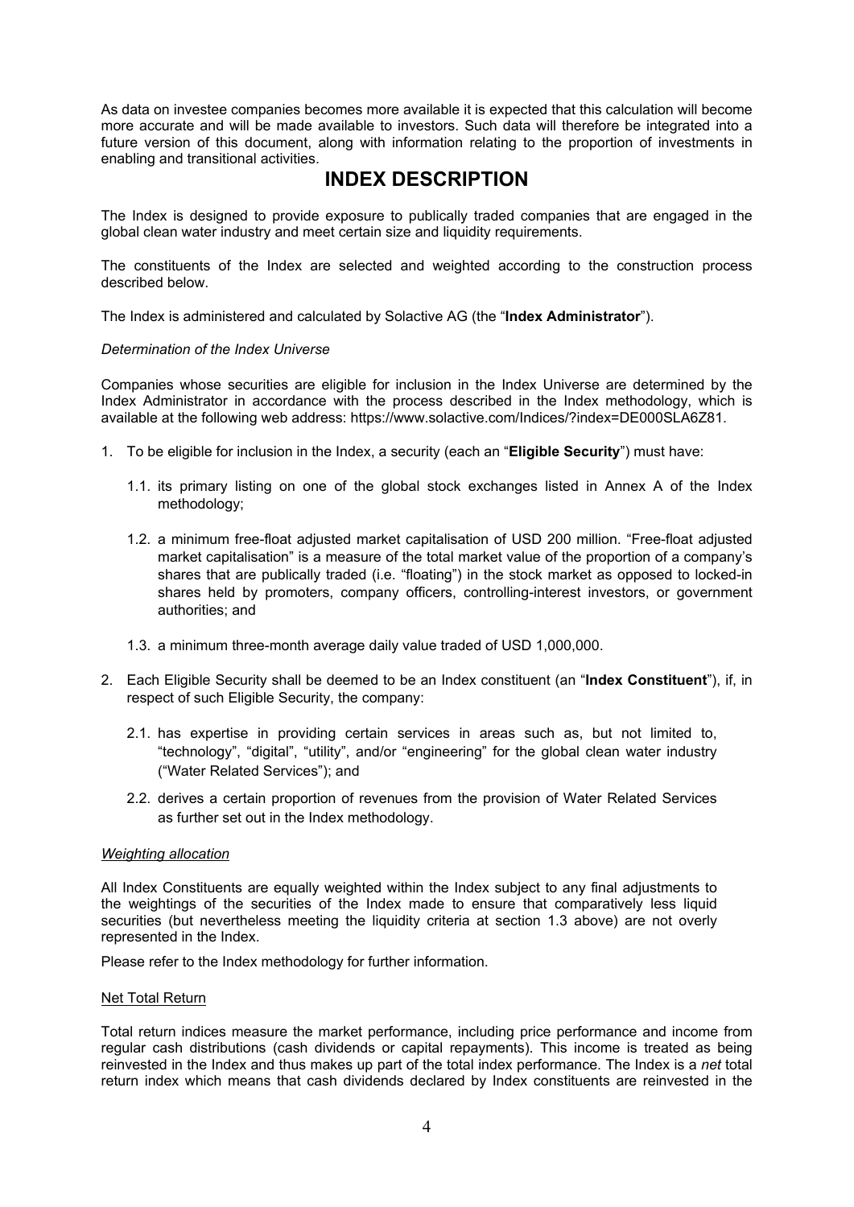As data on investee companies becomes more available it is expected that this calculation will become more accurate and will be made available to investors. Such data will therefore be integrated into a future version of this document, along with information relating to the proportion of investments in enabling and transitional activities.

# INDEX DESCRIPTION

The Index is designed to provide exposure to publically traded companies that are engaged in the global clean water industry and meet certain size and liquidity requirements.

The constituents of the Index are selected and weighted according to the construction process described below.

The Index is administered and calculated by Solactive AG (the "**Index Administrator**").

*Determination of the Index Universe*

Companies whose securities are eligible for inclusion in the Index Universe are determined by the Index Administrator in accordance with the process described in the Index methodology, which is available at the following web address: https://www.solactive.com/Indices/?index=DE000SLA6Z81.

1. To be eligible for inclusion in the Index, a security (each an "**Eligible Security**") must have:

   1.1. its primary listing on one of the global stock exchanges listed in Annex A of the Index methodology;

   1.2. a minimum free-float adjusted market capitalisation of USD 200 million. "Free-float adjusted market capitalisation" is a measure of the total market value of the proportion of a company's shares that are publically traded (i.e. "floating") in the stock market as opposed to locked-in shares held by promoters, company officers, controlling-interest investors, or government authorities; and

   1.3. a minimum three-month average daily value traded of USD 1,000,000.

2. Each Eligible Security shall be deemed to be an Index constituent (an "**Index Constituent**"), if, in respect of such Eligible Security, the company:

   2.1. has expertise in providing certain services in areas such as, but not limited to, "technology", "digital", "utility", and/or "engineering" for the global clean water industry ("Water Related Services"); and

   2.2. derives a certain proportion of revenues from the provision of Water Related Services as further set out in the Index methodology.

*Weighting allocation*

All Index Constituents are equally weighted within the Index subject to any final adjustments to the weightings of the securities of the Index made to ensure that comparatively less liquid securities (but nevertheless meeting the liquidity criteria at section 1.3 above) are not overly represented in the Index.

Please refer to the Index methodology for further information.

Net Total Return

Total return indices measure the market performance, including price performance and income from regular cash distributions (cash dividends or capital repayments). This income is treated as being reinvested in the Index and thus makes up part of the total index performance. The Index is a *net* total return index which means that cash dividends declared by Index constituents are reinvested in the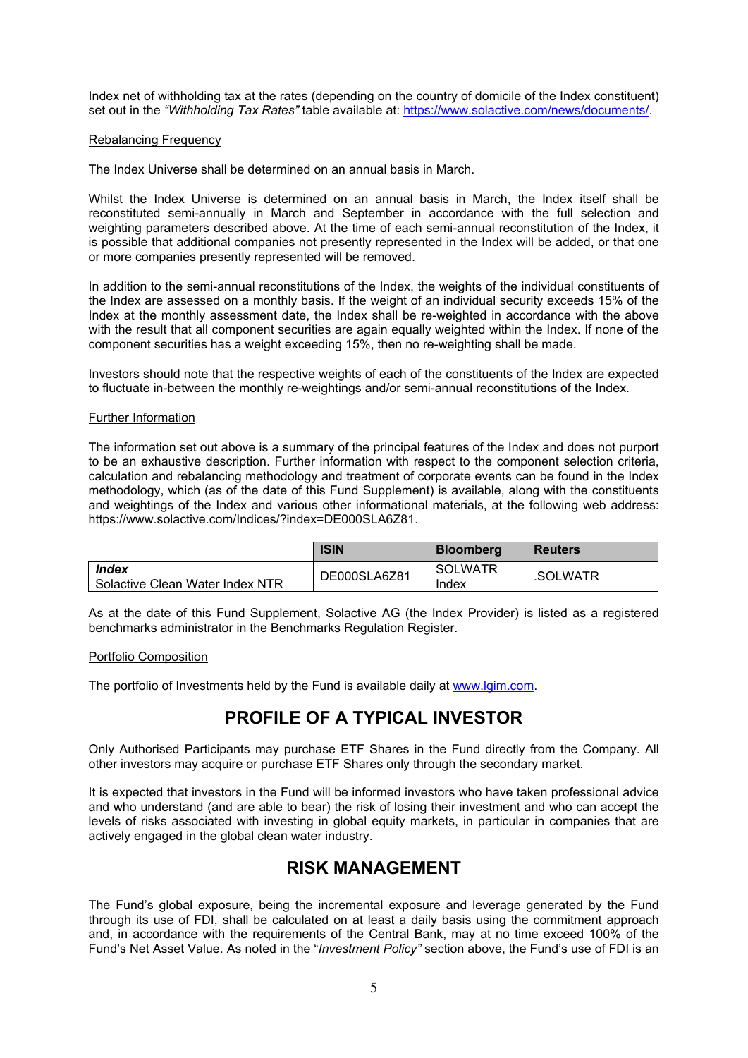Index net of withholding tax at the rates (depending on the country of domicile of the Index constituent) set out in the *"Withholding Tax Rates"* table available at: https://www.solactive.com/news/documents/.

Rebalancing Frequency

The Index Universe shall be determined on an annual basis in March.

Whilst the Index Universe is determined on an annual basis in March, the Index itself shall be reconstituted semi-annually in March and September in accordance with the full selection and weighting parameters described above. At the time of each semi-annual reconstitution of the Index, it is possible that additional companies not presently represented in the Index will be added, or that one or more companies presently represented will be removed.

In addition to the semi-annual reconstitutions of the Index, the weights of the individual constituents of the Index are assessed on a monthly basis. If the weight of an individual security exceeds 15% of the Index at the monthly assessment date, the Index shall be re-weighted in accordance with the above with the result that all component securities are again equally weighted within the Index. If none of the component securities has a weight exceeding 15%, then no re-weighting shall be made.

Investors should note that the respective weights of each of the constituents of the Index are expected to fluctuate in-between the monthly re-weightings and/or semi-annual reconstitutions of the Index.

Further Information

The information set out above is a summary of the principal features of the Index and does not purport to be an exhaustive description. Further information with respect to the component selection criteria, calculation and rebalancing methodology and treatment of corporate events can be found in the Index methodology, which (as of the date of this Fund Supplement) is available, along with the constituents and weightings of the Index and various other informational materials, at the following web address: https://www.solactive.com/Indices/?index=DE000SLA6Z81.

| | ISIN | Bloomberg | Reuters |
|---|---|---|---|
| ***Index*** Solactive Clean Water Index NTR | DE000SLA6Z81 | SOLWATR Index | .SOLWATR |

As at the date of this Fund Supplement, Solactive AG (the Index Provider) is listed as a registered benchmarks administrator in the Benchmarks Regulation Register.

Portfolio Composition

The portfolio of Investments held by the Fund is available daily at www.lgim.com.

# PROFILE OF A TYPICAL INVESTOR

Only Authorised Participants may purchase ETF Shares in the Fund directly from the Company. All other investors may acquire or purchase ETF Shares only through the secondary market.

It is expected that investors in the Fund will be informed investors who have taken professional advice and who understand (and are able to bear) the risk of losing their investment and who can accept the levels of risks associated with investing in global equity markets, in particular in companies that are actively engaged in the global clean water industry.

# RISK MANAGEMENT

The Fund's global exposure, being the incremental exposure and leverage generated by the Fund through its use of FDI, shall be calculated on at least a daily basis using the commitment approach and, in accordance with the requirements of the Central Bank, may at no time exceed 100% of the Fund's Net Asset Value. As noted in the "*Investment Policy"* section above, the Fund's use of FDI is an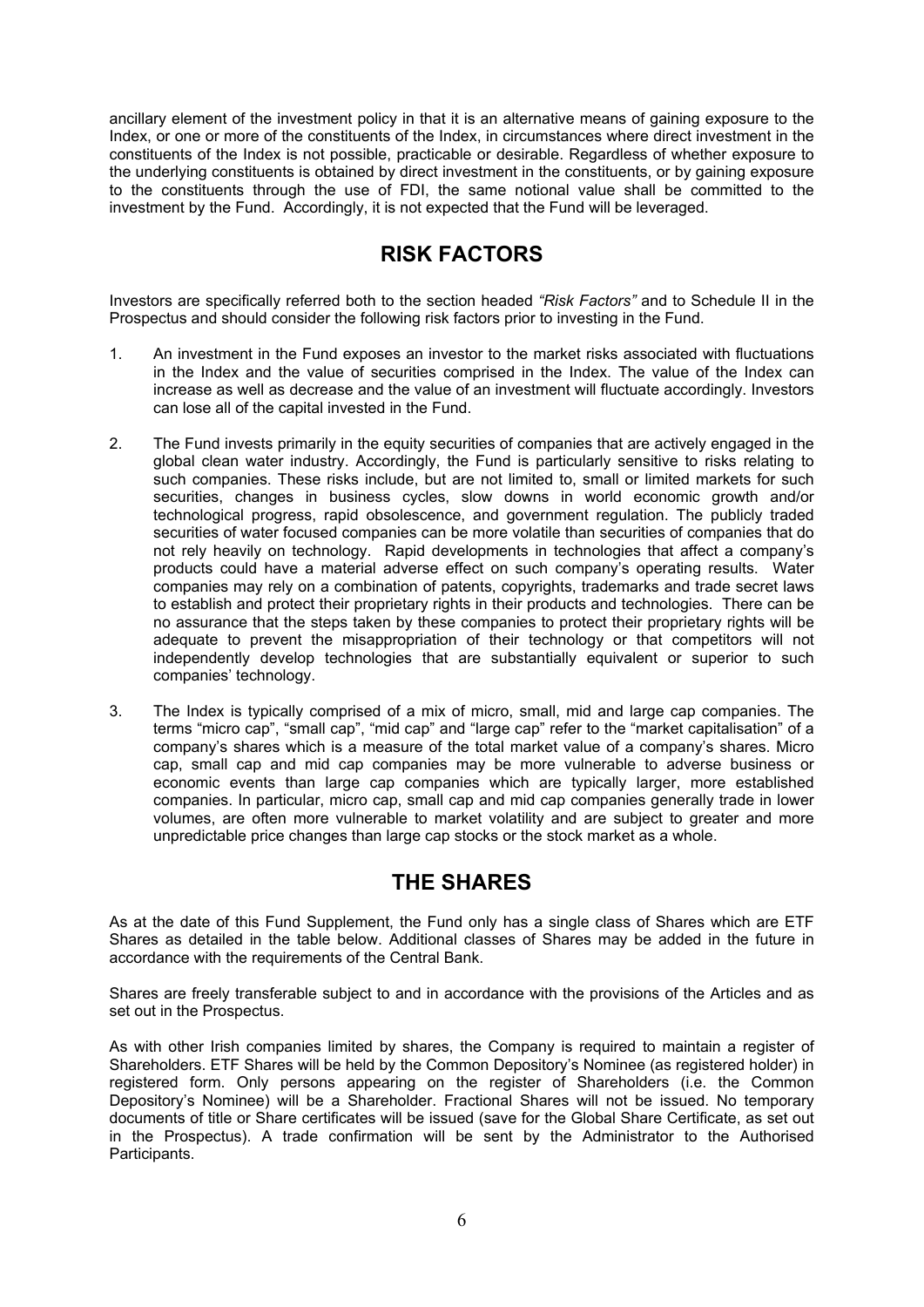ancillary element of the investment policy in that it is an alternative means of gaining exposure to the Index, or one or more of the constituents of the Index, in circumstances where direct investment in the constituents of the Index is not possible, practicable or desirable. Regardless of whether exposure to the underlying constituents is obtained by direct investment in the constituents, or by gaining exposure to the constituents through the use of FDI, the same notional value shall be committed to the investment by the Fund. Accordingly, it is not expected that the Fund will be leveraged.

## RISK FACTORS

Investors are specifically referred both to the section headed *"Risk Factors"* and to Schedule II in the Prospectus and should consider the following risk factors prior to investing in the Fund.

1. An investment in the Fund exposes an investor to the market risks associated with fluctuations in the Index and the value of securities comprised in the Index. The value of the Index can increase as well as decrease and the value of an investment will fluctuate accordingly. Investors can lose all of the capital invested in the Fund.

2. The Fund invests primarily in the equity securities of companies that are actively engaged in the global clean water industry. Accordingly, the Fund is particularly sensitive to risks relating to such companies. These risks include, but are not limited to, small or limited markets for such securities, changes in business cycles, slow downs in world economic growth and/or technological progress, rapid obsolescence, and government regulation. The publicly traded securities of water focused companies can be more volatile than securities of companies that do not rely heavily on technology. Rapid developments in technologies that affect a company's products could have a material adverse effect on such company's operating results. Water companies may rely on a combination of patents, copyrights, trademarks and trade secret laws to establish and protect their proprietary rights in their products and technologies. There can be no assurance that the steps taken by these companies to protect their proprietary rights will be adequate to prevent the misappropriation of their technology or that competitors will not independently develop technologies that are substantially equivalent or superior to such companies' technology.

3. The Index is typically comprised of a mix of micro, small, mid and large cap companies. The terms "micro cap", "small cap", "mid cap" and "large cap" refer to the "market capitalisation" of a company's shares which is a measure of the total market value of a company's shares. Micro cap, small cap and mid cap companies may be more vulnerable to adverse business or economic events than large cap companies which are typically larger, more established companies. In particular, micro cap, small cap and mid cap companies generally trade in lower volumes, are often more vulnerable to market volatility and are subject to greater and more unpredictable price changes than large cap stocks or the stock market as a whole.

## THE SHARES

As at the date of this Fund Supplement, the Fund only has a single class of Shares which are ETF Shares as detailed in the table below. Additional classes of Shares may be added in the future in accordance with the requirements of the Central Bank.

Shares are freely transferable subject to and in accordance with the provisions of the Articles and as set out in the Prospectus.

As with other Irish companies limited by shares, the Company is required to maintain a register of Shareholders. ETF Shares will be held by the Common Depository's Nominee (as registered holder) in registered form. Only persons appearing on the register of Shareholders (i.e. the Common Depository's Nominee) will be a Shareholder. Fractional Shares will not be issued. No temporary documents of title or Share certificates will be issued (save for the Global Share Certificate, as set out in the Prospectus). A trade confirmation will be sent by the Administrator to the Authorised Participants.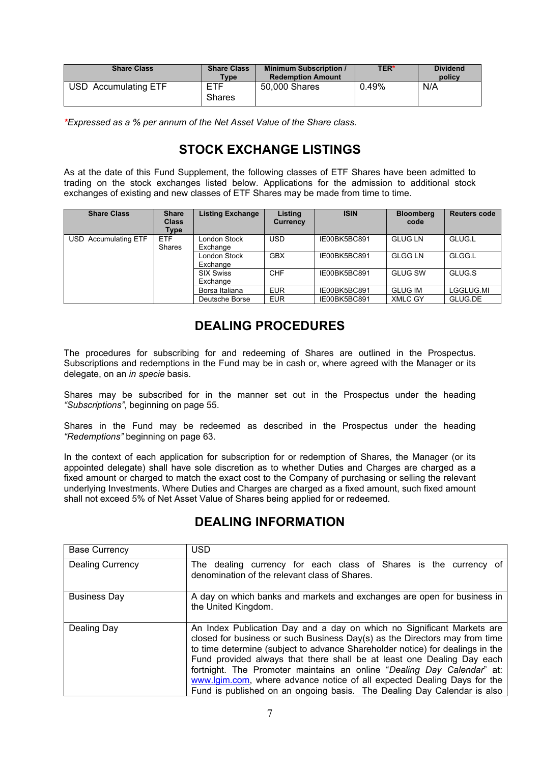| Share Class | Share Class Type | Minimum Subscription / Redemption Amount | TER* | Dividend policy |
|---|---|---|---|---|
| USD Accumulating ETF | ETF Shares | 50,000 Shares | 0.49% | N/A |

**Expressed as a % per annum of the Net Asset Value of the Share class.*

## STOCK EXCHANGE LISTINGS

As at the date of this Fund Supplement, the following classes of ETF Shares have been admitted to trading on the stock exchanges listed below. Applications for the admission to additional stock exchanges of existing and new classes of ETF Shares may be made from time to time.

| Share Class | Share Class Type | Listing Exchange | Listing Currency | ISIN | Bloomberg code | Reuters code |
|---|---|---|---|---|---|---|
| USD Accumulating ETF | ETF Shares | London Stock Exchange | USD | IE00BK5BC891 | GLUG LN | GLUG.L |
| | | London Stock Exchange | GBX | IE00BK5BC891 | GLGG LN | GLGG.L |
| | | SIX Swiss Exchange | CHF | IE00BK5BC891 | GLUG SW | GLUG.S |
| | | Borsa Italiana | EUR | IE00BK5BC891 | GLUG IM | LGGLUG.MI |
| | | Deutsche Borse | EUR | IE00BK5BC891 | XMLC GY | GLUG.DE |

## DEALING PROCEDURES

The procedures for subscribing for and redeeming of Shares are outlined in the Prospectus. Subscriptions and redemptions in the Fund may be in cash or, where agreed with the Manager or its delegate, on an *in specie* basis.

Shares may be subscribed for in the manner set out in the Prospectus under the heading *"Subscriptions"*, beginning on page 55.

Shares in the Fund may be redeemed as described in the Prospectus under the heading *"Redemptions"* beginning on page 63.

In the context of each application for subscription for or redemption of Shares, the Manager (or its appointed delegate) shall have sole discretion as to whether Duties and Charges are charged as a fixed amount or charged to match the exact cost to the Company of purchasing or selling the relevant underlying Investments. Where Duties and Charges are charged as a fixed amount, such fixed amount shall not exceed 5% of Net Asset Value of Shares being applied for or redeemed.

## DEALING INFORMATION

| | |
|---|---|
| Base Currency | USD |
| Dealing Currency | The dealing currency for each class of Shares is the currency of denomination of the relevant class of Shares. |
| Business Day | A day on which banks and markets and exchanges are open for business in the United Kingdom. |
| Dealing Day | An Index Publication Day and a day on which no Significant Markets are closed for business or such Business Day(s) as the Directors may from time to time determine (subject to advance Shareholder notice) for dealings in the Fund provided always that there shall be at least one Dealing Day each fortnight. The Promoter maintains an online "*Dealing Day Calendar*" at: www.lgim.com, where advance notice of all expected Dealing Days for the Fund is published on an ongoing basis. The Dealing Day Calendar is also |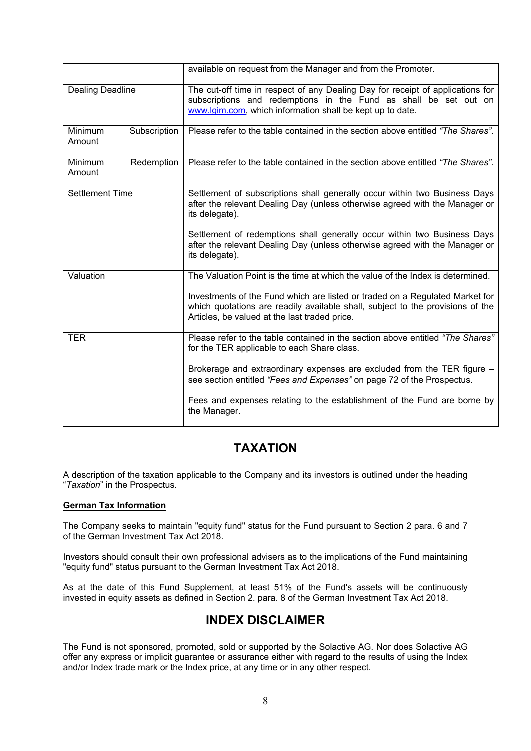| | |
|---|---|
| | available on request from the Manager and from the Promoter. |
| Dealing Deadline | The cut-off time in respect of any Dealing Day for receipt of applications for subscriptions and redemptions in the Fund as shall be set out on www.lgim.com, which information shall be kept up to date. |
| Minimum Subscription Amount | Please refer to the table contained in the section above entitled *"The Shares"*. |
| Minimum Redemption Amount | Please refer to the table contained in the section above entitled *"The Shares"*. |
| Settlement Time | Settlement of subscriptions shall generally occur within two Business Days after the relevant Dealing Day (unless otherwise agreed with the Manager or its delegate).<br><br>Settlement of redemptions shall generally occur within two Business Days after the relevant Dealing Day (unless otherwise agreed with the Manager or its delegate). |
| Valuation | The Valuation Point is the time at which the value of the Index is determined.<br><br>Investments of the Fund which are listed or traded on a Regulated Market for which quotations are readily available shall, subject to the provisions of the Articles, be valued at the last traded price. |
| TER | Please refer to the table contained in the section above entitled *"The Shares"* for the TER applicable to each Share class.<br><br>Brokerage and extraordinary expenses are excluded from the TER figure – see section entitled *"Fees and Expenses"* on page 72 of the Prospectus.<br><br>Fees and expenses relating to the establishment of the Fund are borne by the Manager. |

# TAXATION

A description of the taxation applicable to the Company and its investors is outlined under the heading "*Taxation*" in the Prospectus.

**German Tax Information**

The Company seeks to maintain "equity fund" status for the Fund pursuant to Section 2 para. 6 and 7 of the German Investment Tax Act 2018.

Investors should consult their own professional advisers as to the implications of the Fund maintaining "equity fund" status pursuant to the German Investment Tax Act 2018.

As at the date of this Fund Supplement, at least 51% of the Fund's assets will be continuously invested in equity assets as defined in Section 2. para. 8 of the German Investment Tax Act 2018.

# INDEX DISCLAIMER

The Fund is not sponsored, promoted, sold or supported by the Solactive AG. Nor does Solactive AG offer any express or implicit guarantee or assurance either with regard to the results of using the Index and/or Index trade mark or the Index price, at any time or in any other respect.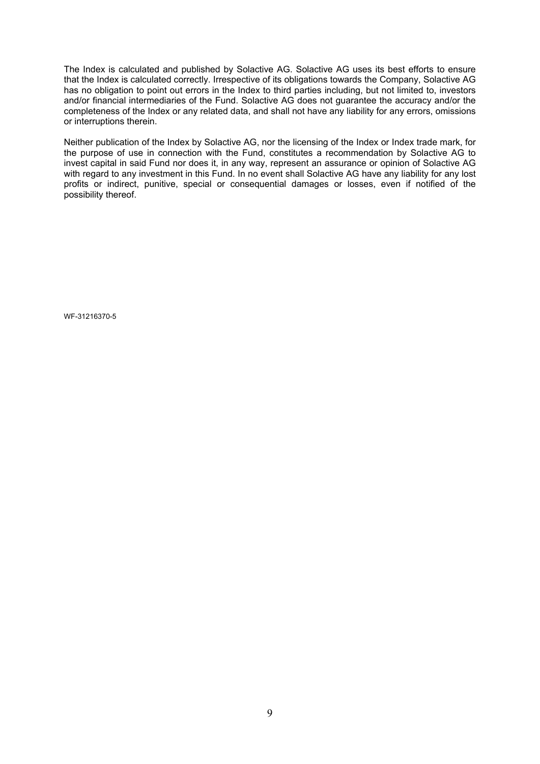The Index is calculated and published by Solactive AG. Solactive AG uses its best efforts to ensure that the Index is calculated correctly. Irrespective of its obligations towards the Company, Solactive AG has no obligation to point out errors in the Index to third parties including, but not limited to, investors and/or financial intermediaries of the Fund. Solactive AG does not guarantee the accuracy and/or the completeness of the Index or any related data, and shall not have any liability for any errors, omissions or interruptions therein.

Neither publication of the Index by Solactive AG, nor the licensing of the Index or Index trade mark, for the purpose of use in connection with the Fund, constitutes a recommendation by Solactive AG to invest capital in said Fund nor does it, in any way, represent an assurance or opinion of Solactive AG with regard to any investment in this Fund. In no event shall Solactive AG have any liability for any lost profits or indirect, punitive, special or consequential damages or losses, even if notified of the possibility thereof.

WF-31216370-5